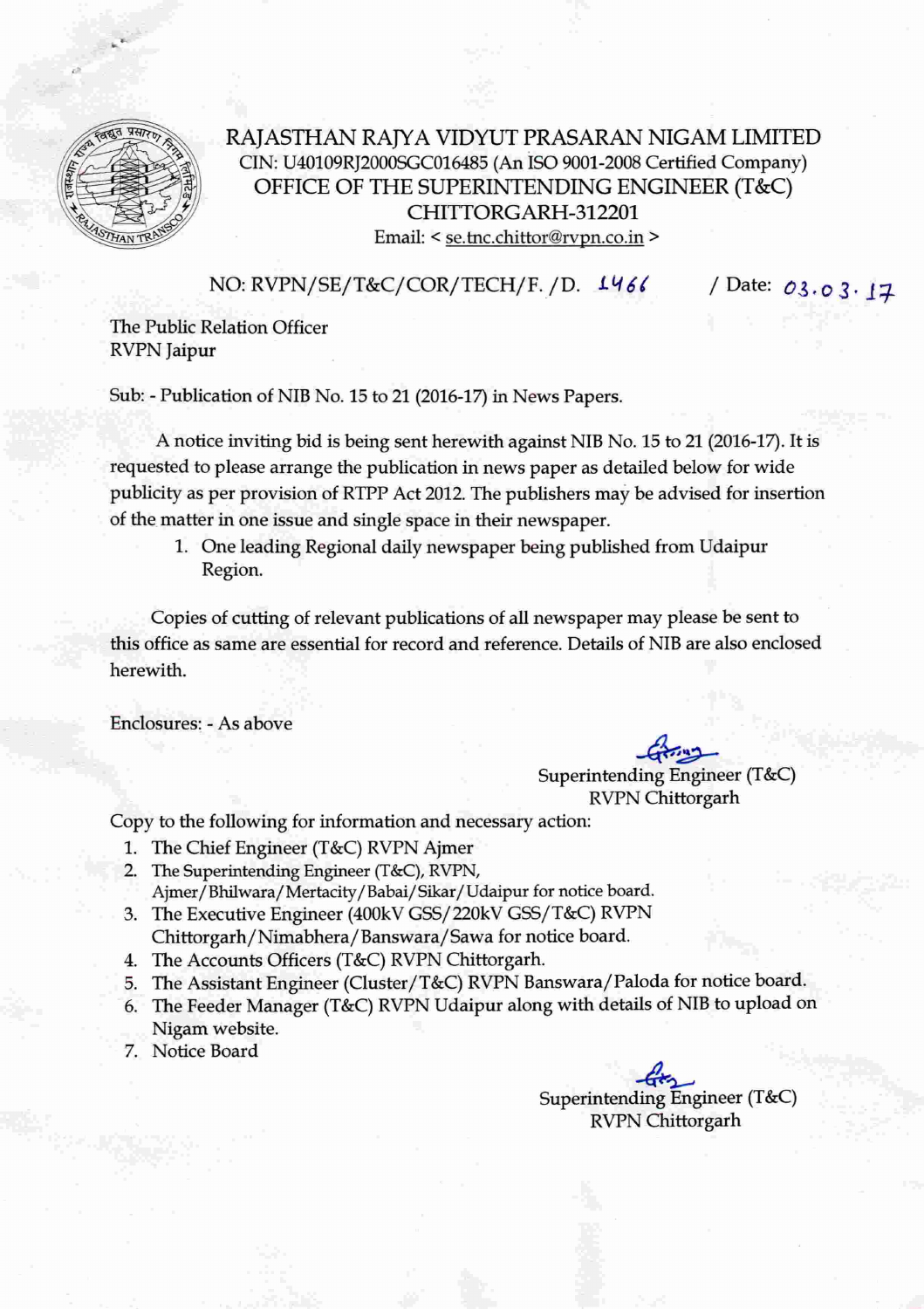# RAJASTHAN RAJYA VIDYUT PRASARAN NIGAM LIMITED

CIN: U40109RJ2000SGC016485 (An ISO 9001-2008 Certified Company)

## OFFICE OF THE SUPERINTENDING ENGINEER (T&C)

## CHITTORGARH-312201

Email: < se.tnc.chittor@rvpn.co.in >

NO: RVPN/SE/T&C/COR/TECH/F. /D. 1466 / Date: 03.03.17

The Public Relation Officer
RVPN Jaipur

Sub: - Publication of NIB No. 15 to 21 (2016-17) in News Papers.

A notice inviting bid is being sent herewith against NIB No. 15 to 21 (2016-17). It is requested to please arrange the publication in news paper as detailed below for wide publicity as per provision of RTPP Act 2012. The publishers may be advised for insertion of the matter in one issue and single space in their newspaper.

1. One leading Regional daily newspaper being published from Udaipur Region.

Copies of cutting of relevant publications of all newspaper may please be sent to this office as same are essential for record and reference. Details of NIB are also enclosed herewith.

Enclosures: - As above

Superintending Engineer (T&C)
RVPN Chittorgarh

Copy to the following for information and necessary action:

1. The Chief Engineer (T&C) RVPN Ajmer
2. The Superintending Engineer (T&C), RVPN, Ajmer/Bhilwara/Mertacity/Babai/Sikar/Udaipur for notice board.
3. The Executive Engineer (400kV GSS/220kV GSS/T&C) RVPN Chittorgarh/Nimabhera/Banswara/Sawa for notice board.
4. The Accounts Officers (T&C) RVPN Chittorgarh.
5. The Assistant Engineer (Cluster/T&C) RVPN Banswara/Paloda for notice board.
6. The Feeder Manager (T&C) RVPN Udaipur along with details of NIB to upload on Nigam website.
7. Notice Board

Superintending Engineer (T&C)
RVPN Chittorgarh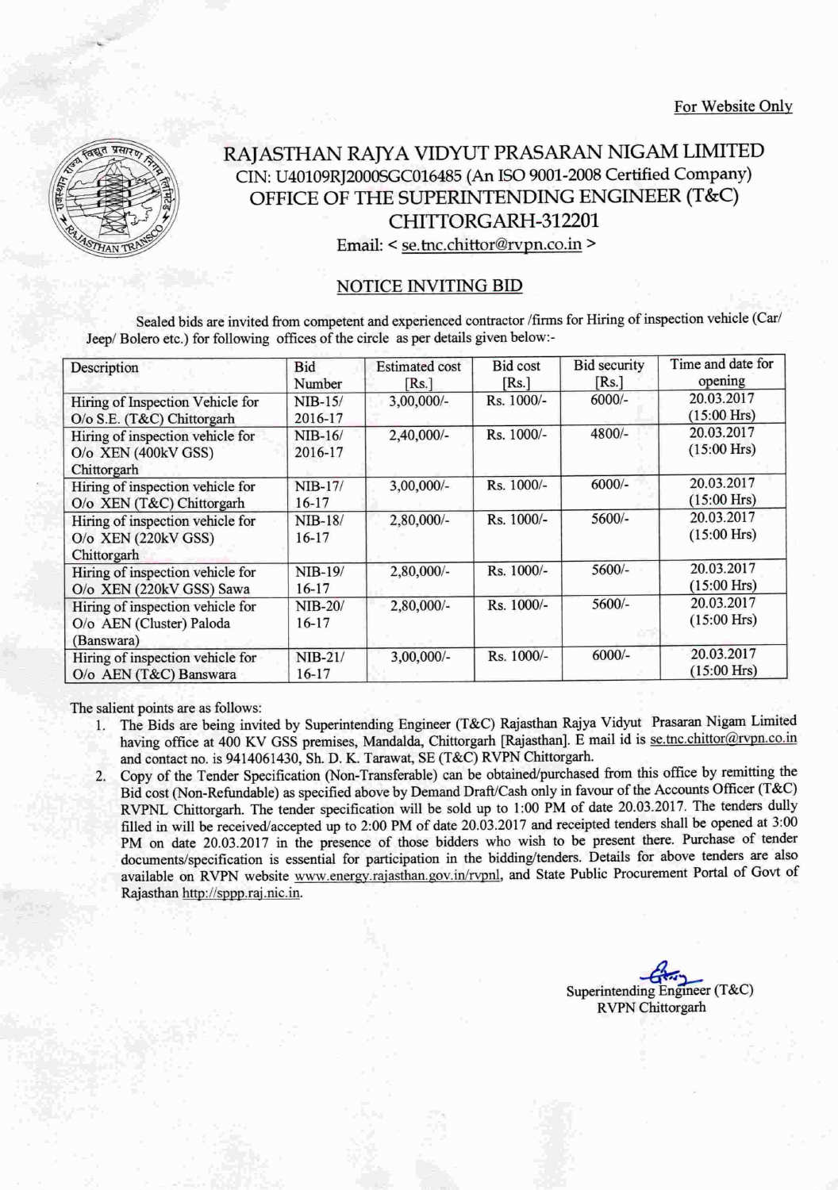For Website Only

# RAJASTHAN RAJYA VIDYUT PRASARAN NIGAM LIMITED

CIN: U40109RJ2000SGC016485 (An ISO 9001-2008 Certified Company)

OFFICE OF THE SUPERINTENDING ENGINEER (T&C)

CHITTORGARH-312201

Email: < se.tnc.chittor@rvpn.co.in >

## NOTICE INVITING BID

Sealed bids are invited from competent and experienced contractor /firms for Hiring of inspection vehicle (Car/ Jeep/ Bolero etc.) for following offices of the circle as per details given below:-

| Description | Bid Number | Estimated cost [Rs.] | Bid cost [Rs.] | Bid security [Rs.] | Time and date for opening |
|---|---|---|---|---|---|
| Hiring of Inspection Vehicle for O/o S.E. (T&C) Chittorgarh | NIB-15/ 2016-17 | 3,00,000/- | Rs. 1000/- | 6000/- | 20.03.2017 (15:00 Hrs) |
| Hiring of inspection vehicle for O/o XEN (400kV GSS) Chittorgarh | NIB-16/ 2016-17 | 2,40,000/- | Rs. 1000/- | 4800/- | 20.03.2017 (15:00 Hrs) |
| Hiring of inspection vehicle for O/o XEN (T&C) Chittorgarh | NIB-17/ 16-17 | 3,00,000/- | Rs. 1000/- | 6000/- | 20.03.2017 (15:00 Hrs) |
| Hiring of inspection vehicle for O/o XEN (220kV GSS) Chittorgarh | NIB-18/ 16-17 | 2,80,000/- | Rs. 1000/- | 5600/- | 20.03.2017 (15:00 Hrs) |
| Hiring of inspection vehicle for O/o XEN (220kV GSS) Sawa | NIB-19/ 16-17 | 2,80,000/- | Rs. 1000/- | 5600/- | 20.03.2017 (15:00 Hrs) |
| Hiring of inspection vehicle for O/o AEN (Cluster) Paloda (Banswara) | NIB-20/ 16-17 | 2,80,000/- | Rs. 1000/- | 5600/- | 20.03.2017 (15:00 Hrs) |
| Hiring of inspection vehicle for O/o AEN (T&C) Banswara | NIB-21/ 16-17 | 3,00,000/- | Rs. 1000/- | 6000/- | 20.03.2017 (15:00 Hrs) |

The salient points are as follows:

1. The Bids are being invited by Superintending Engineer (T&C) Rajasthan Rajya Vidyut Prasaran Nigam Limited having office at 400 KV GSS premises, Mandalda, Chittorgarh [Rajasthan]. E mail id is se.tnc.chittor@rvpn.co.in and contact no. is 9414061430, Sh. D. K. Tarawat, SE (T&C) RVPN Chittorgarh.
2. Copy of the Tender Specification (Non-Transferable) can be obtained/purchased from this office by remitting the Bid cost (Non-Refundable) as specified above by Demand Draft/Cash only in favour of the Accounts Officer (T&C) RVPNL Chittorgarh. The tender specification will be sold up to 1:00 PM of date 20.03.2017. The tenders dully filled in will be received/accepted up to 2:00 PM of date 20.03.2017 and receipted tenders shall be opened at 3:00 PM on date 20.03.2017 in the presence of those bidders who wish to be present there. Purchase of tender documents/specification is essential for participation in the bidding/tenders. Details for above tenders are also available on RVPN website www.energy.rajasthan.gov.in/rvpnl, and State Public Procurement Portal of Govt of Rajasthan http://sppp.raj.nic.in.

Superintending Engineer (T&C)
RVPN Chittorgarh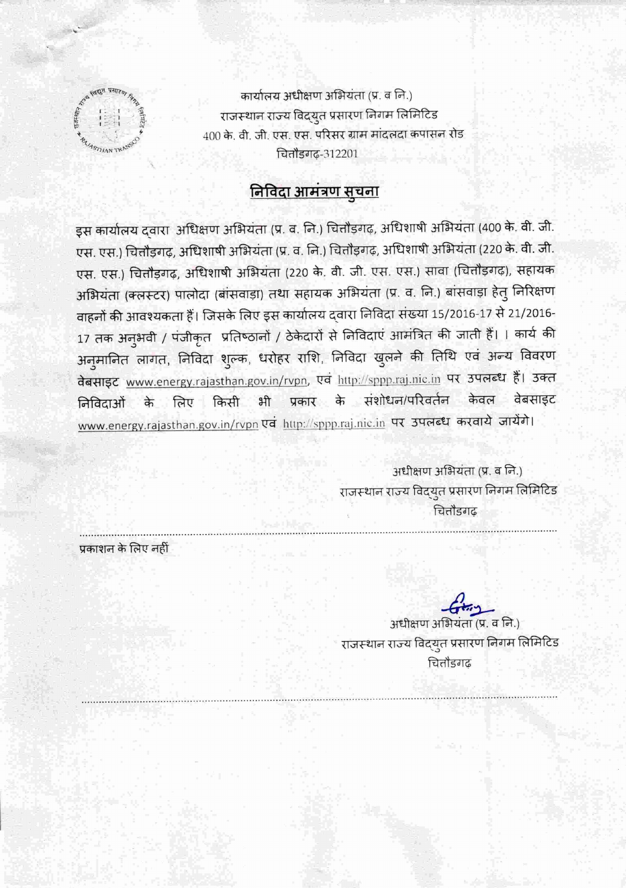कार्यालय अधीक्षण अभियंता (प्र. व नि.)
राजस्थान राज्य विद्युत प्रसारण निगम लिमिटिड
400 के. वी. जी. एस. एस. परिसर ग्राम मांदलदा कपासन रोड
चित्तौडगढ़-312201

## निविदा आमंत्रण सुचना

इस कार्यालय द्वारा अधिक्षण अभियंता (प्र. व. नि.) चित्तौड़गढ़, अधिशाषी अभियंता (400 के. वी. जी. एस. एस.) चित्तौड़गढ़, अधिशाषी अभियंता (प्र. व. नि.) चित्तौड़गढ़, अधिशाषी अभियंता (220 के. वी. जी. एस. एस.) चित्तौड़गढ़, अधिशाषी अभियंता (220 के. वी. जी. एस. एस.) सावा (चित्तौड़गढ़), सहायक अभियंता (क्लस्टर) पालोदा (बांसवाड़ा) तथा सहायक अभियंता (प्र. व. नि.) बांसवाड़ा हेतु निरिक्षण वाहनों की आवश्यकता हैं। जिसके लिए इस कार्यालय द्वारा निविदा संख्या 15/2016-17 से 21/2016-17 तक अनुभवी / पंजीकृत प्रतिष्ठानों / ठेकेदारों से निविदाएं आमंत्रित की जाती हैं। । कार्य की अनुमानित लागत, निविदा शुल्क, धरोहर राशि, निविदा खुलने की तिथि एवं अन्य विवरण वेबसाइट www.energy.rajasthan.gov.in/rvpn, एवं http://sppp.raj.nic.in पर उपलब्ध हैं। उक्त निविदाओं के लिए किसी भी प्रकार के संशोधन/परिवर्तन केवल वेबसाइट www.energy.rajasthan.gov.in/rvpn एवं http://sppp.raj.nic.in पर उपलब्ध करवाये जायेंगे।

अधीक्षण अभियंता (प्र. व नि.)
राजस्थान राज्य विद्युत प्रसारण निगम लिमिटिड
चित्तौडगढ़

प्रकाशन के लिए नहीं

अधीक्षण अभियंता (प्र. व नि.)
राजस्थान राज्य विद्युत प्रसारण निगम लिमिटिड
चित्तौडगढ़